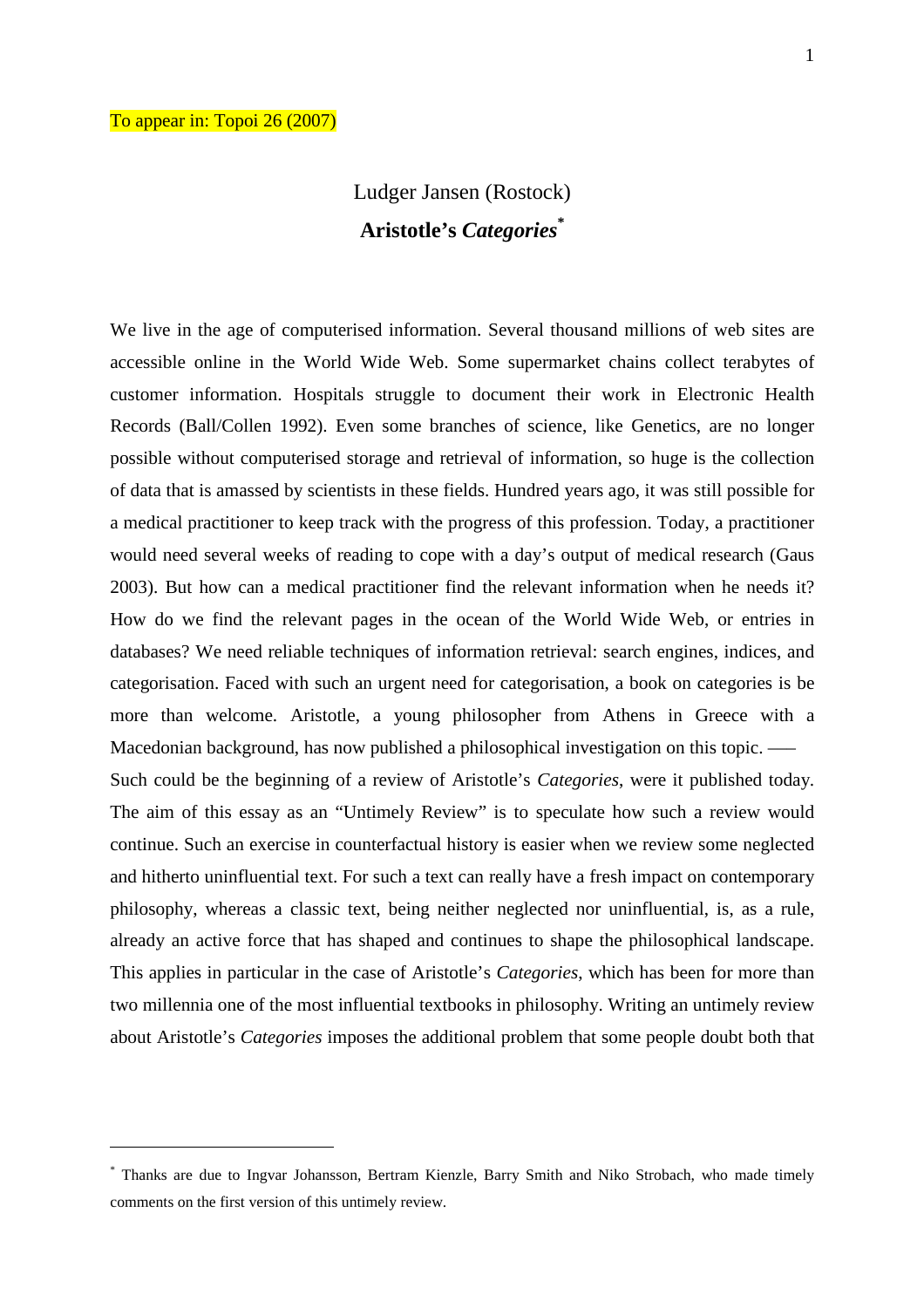To appear in: Topoi 26 (2007)

Ludger Jansen (Rostock)

# Aristotle's *Categories*[*]

We live in the age of computerised information. Several thousand millions of web sites are accessible online in the World Wide Web. Some supermarket chains collect terabytes of customer information. Hospitals struggle to document their work in Electronic Health Records (Ball/Collen 1992). Even some branches of science, like Genetics, are no longer possible without computerised storage and retrieval of information, so huge is the collection of data that is amassed by scientists in these fields. Hundred years ago, it was still possible for a medical practitioner to keep track with the progress of this profession. Today, a practitioner would need several weeks of reading to cope with a day's output of medical research (Gaus 2003). But how can a medical practitioner find the relevant information when he needs it? How do we find the relevant pages in the ocean of the World Wide Web, or entries in databases? We need reliable techniques of information retrieval: search engines, indices, and categorisation. Faced with such an urgent need for categorisation, a book on categories is be more than welcome. Aristotle, a young philosopher from Athens in Greece with a Macedonian background, has now published a philosophical investigation on this topic. ––– Such could be the beginning of a review of Aristotle's *Categories*, were it published today. The aim of this essay as an "Untimely Review" is to speculate how such a review would continue. Such an exercise in counterfactual history is easier when we review some neglected and hitherto uninfluential text. For such a text can really have a fresh impact on contemporary philosophy, whereas a classic text, being neither neglected nor uninfluential, is, as a rule, already an active force that has shaped and continues to shape the philosophical landscape. This applies in particular in the case of Aristotle's *Categories*, which has been for more than two millennia one of the most influential textbooks in philosophy. Writing an untimely review about Aristotle's *Categories* imposes the additional problem that some people doubt both that

[*] Thanks are due to Ingvar Johansson, Bertram Kienzle, Barry Smith and Niko Strobach, who made timely comments on the first version of this untimely review.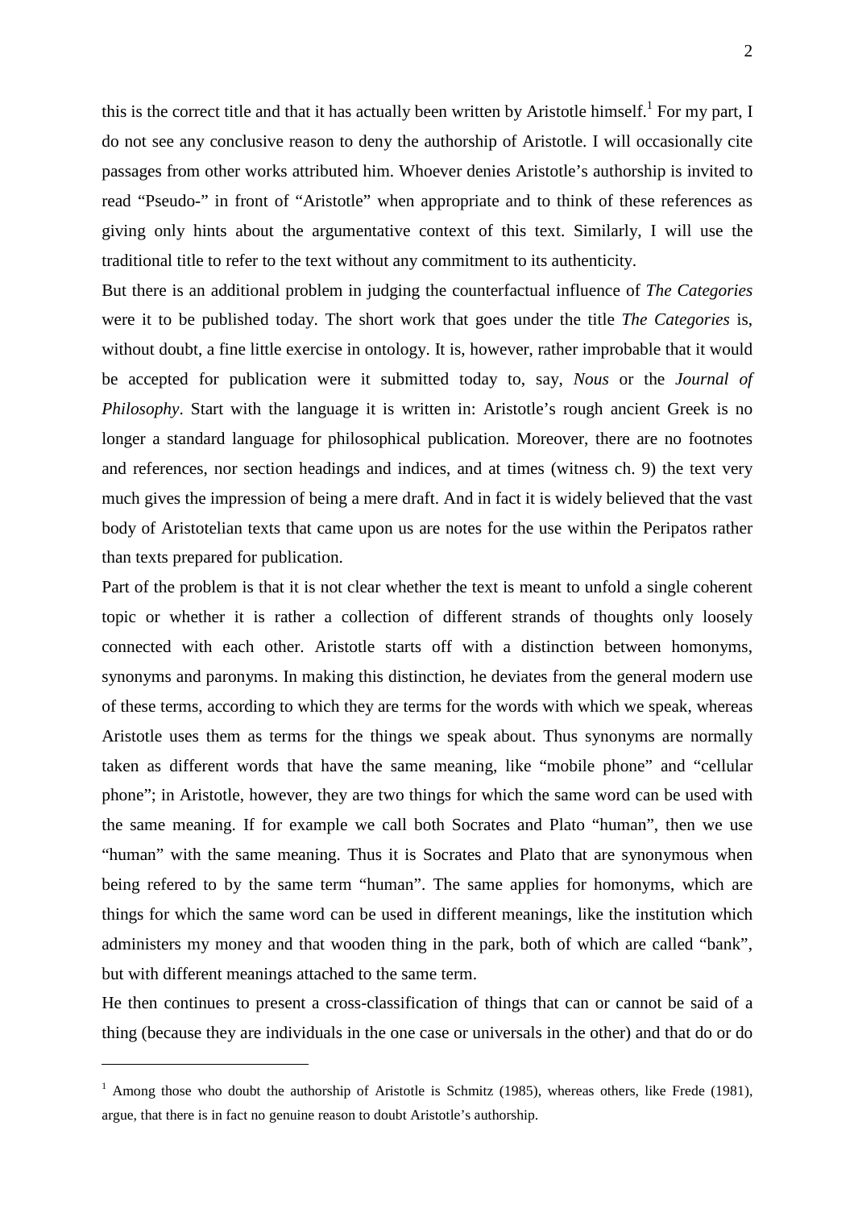this is the correct title and that it has actually been written by Aristotle himself.[1] For my part, I do not see any conclusive reason to deny the authorship of Aristotle. I will occasionally cite passages from other works attributed him. Whoever denies Aristotle's authorship is invited to read "Pseudo-" in front of "Aristotle" when appropriate and to think of these references as giving only hints about the argumentative context of this text. Similarly, I will use the traditional title to refer to the text without any commitment to its authenticity.

But there is an additional problem in judging the counterfactual influence of *The Categories* were it to be published today. The short work that goes under the title *The Categories* is, without doubt, a fine little exercise in ontology. It is, however, rather improbable that it would be accepted for publication were it submitted today to, say, *Nous* or the *Journal of Philosophy*. Start with the language it is written in: Aristotle's rough ancient Greek is no longer a standard language for philosophical publication. Moreover, there are no footnotes and references, nor section headings and indices, and at times (witness ch. 9) the text very much gives the impression of being a mere draft. And in fact it is widely believed that the vast body of Aristotelian texts that came upon us are notes for the use within the Peripatos rather than texts prepared for publication.

Part of the problem is that it is not clear whether the text is meant to unfold a single coherent topic or whether it is rather a collection of different strands of thoughts only loosely connected with each other. Aristotle starts off with a distinction between homonyms, synonyms and paronyms. In making this distinction, he deviates from the general modern use of these terms, according to which they are terms for the words with which we speak, whereas Aristotle uses them as terms for the things we speak about. Thus synonyms are normally taken as different words that have the same meaning, like "mobile phone" and "cellular phone"; in Aristotle, however, they are two things for which the same word can be used with the same meaning. If for example we call both Socrates and Plato "human", then we use "human" with the same meaning. Thus it is Socrates and Plato that are synonymous when being refered to by the same term "human". The same applies for homonyms, which are things for which the same word can be used in different meanings, like the institution which administers my money and that wooden thing in the park, both of which are called "bank", but with different meanings attached to the same term.

He then continues to present a cross-classification of things that can or cannot be said of a thing (because they are individuals in the one case or universals in the other) and that do or do

---

[1] Among those who doubt the authorship of Aristotle is Schmitz (1985), whereas others, like Frede (1981), argue, that there is in fact no genuine reason to doubt Aristotle's authorship.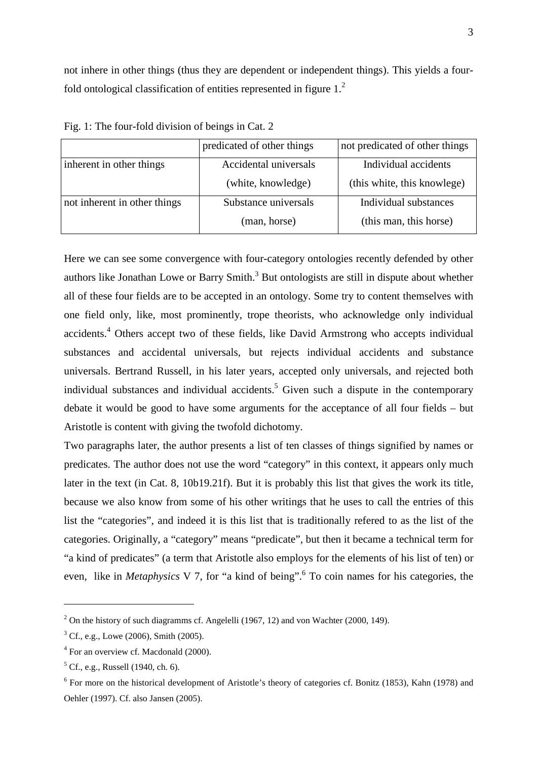not inhere in other things (thus they are dependent or independent things). This yields a four-fold ontological classification of entities represented in figure 1.[2]

Fig. 1: The four-fold division of beings in Cat. 2

| | predicated of other things | not predicated of other things |
|---|---|---|
| inherent in other things | Accidental universals (white, knowledge) | Individual accidents (this white, this knowlege) |
| not inherent in other things | Substance universals (man, horse) | Individual substances (this man, this horse) |

Here we can see some convergence with four-category ontologies recently defended by other authors like Jonathan Lowe or Barry Smith.[3] But ontologists are still in dispute about whether all of these four fields are to be accepted in an ontology. Some try to content themselves with one field only, like, most prominently, trope theorists, who acknowledge only individual accidents.[4] Others accept two of these fields, like David Armstrong who accepts individual substances and accidental universals, but rejects individual accidents and substance universals. Bertrand Russell, in his later years, accepted only universals, and rejected both individual substances and individual accidents.[5] Given such a dispute in the contemporary debate it would be good to have some arguments for the acceptance of all four fields – but Aristotle is content with giving the twofold dichotomy.

Two paragraphs later, the author presents a list of ten classes of things signified by names or predicates. The author does not use the word "category" in this context, it appears only much later in the text (in Cat. 8, 10b19.21f). But it is probably this list that gives the work its title, because we also know from some of his other writings that he uses to call the entries of this list the "categories", and indeed it is this list that is traditionally refered to as the list of the categories. Originally, a "category" means "predicate", but then it became a technical term for "a kind of predicates" (a term that Aristotle also employs for the elements of his list of ten) or even, like in *Metaphysics* V 7, for "a kind of being".[6] To coin names for his categories, the

[2] On the history of such diagramms cf. Angelelli (1967, 12) and von Wachter (2000, 149).

[3] Cf., e.g., Lowe (2006), Smith (2005).

[4] For an overview cf. Macdonald (2000).

[5] Cf., e.g., Russell (1940, ch. 6).

[6] For more on the historical development of Aristotle's theory of categories cf. Bonitz (1853), Kahn (1978) and Oehler (1997). Cf. also Jansen (2005).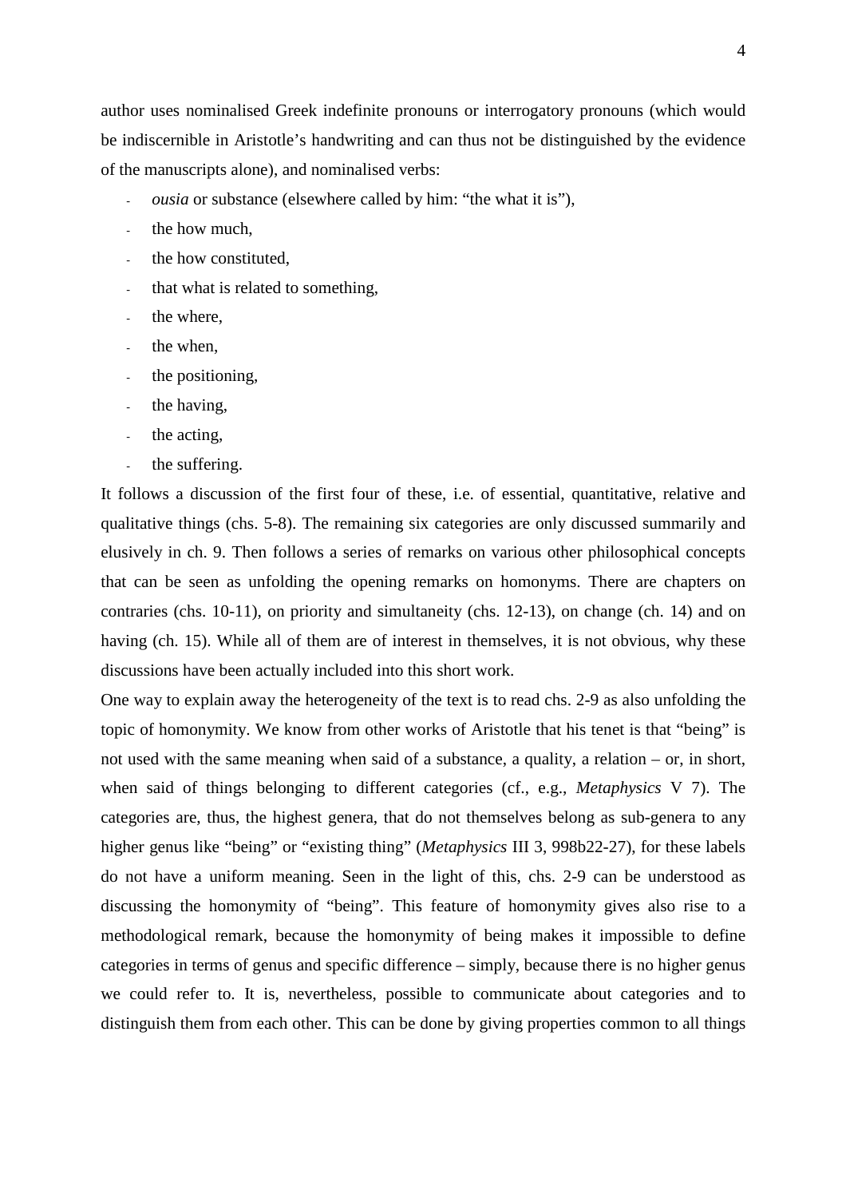author uses nominalised Greek indefinite pronouns or interrogatory pronouns (which would be indiscernible in Aristotle's handwriting and can thus not be distinguished by the evidence of the manuscripts alone), and nominalised verbs:

- *ousia* or substance (elsewhere called by him: "the what it is"),
- the how much,
- the how constituted,
- that what is related to something,
- the where,
- the when,
- the positioning,
- the having,
- the acting,
- the suffering.

It follows a discussion of the first four of these, i.e. of essential, quantitative, relative and qualitative things (chs. 5-8). The remaining six categories are only discussed summarily and elusively in ch. 9. Then follows a series of remarks on various other philosophical concepts that can be seen as unfolding the opening remarks on homonyms. There are chapters on contraries (chs. 10-11), on priority and simultaneity (chs. 12-13), on change (ch. 14) and on having (ch. 15). While all of them are of interest in themselves, it is not obvious, why these discussions have been actually included into this short work.

One way to explain away the heterogeneity of the text is to read chs. 2-9 as also unfolding the topic of homonymity. We know from other works of Aristotle that his tenet is that "being" is not used with the same meaning when said of a substance, a quality, a relation – or, in short, when said of things belonging to different categories (cf., e.g., *Metaphysics* V 7). The categories are, thus, the highest genera, that do not themselves belong as sub-genera to any higher genus like "being" or "existing thing" (*Metaphysics* III 3, 998b22-27), for these labels do not have a uniform meaning. Seen in the light of this, chs. 2-9 can be understood as discussing the homonymity of "being". This feature of homonymity gives also rise to a methodological remark, because the homonymity of being makes it impossible to define categories in terms of genus and specific difference – simply, because there is no higher genus we could refer to. It is, nevertheless, possible to communicate about categories and to distinguish them from each other. This can be done by giving properties common to all things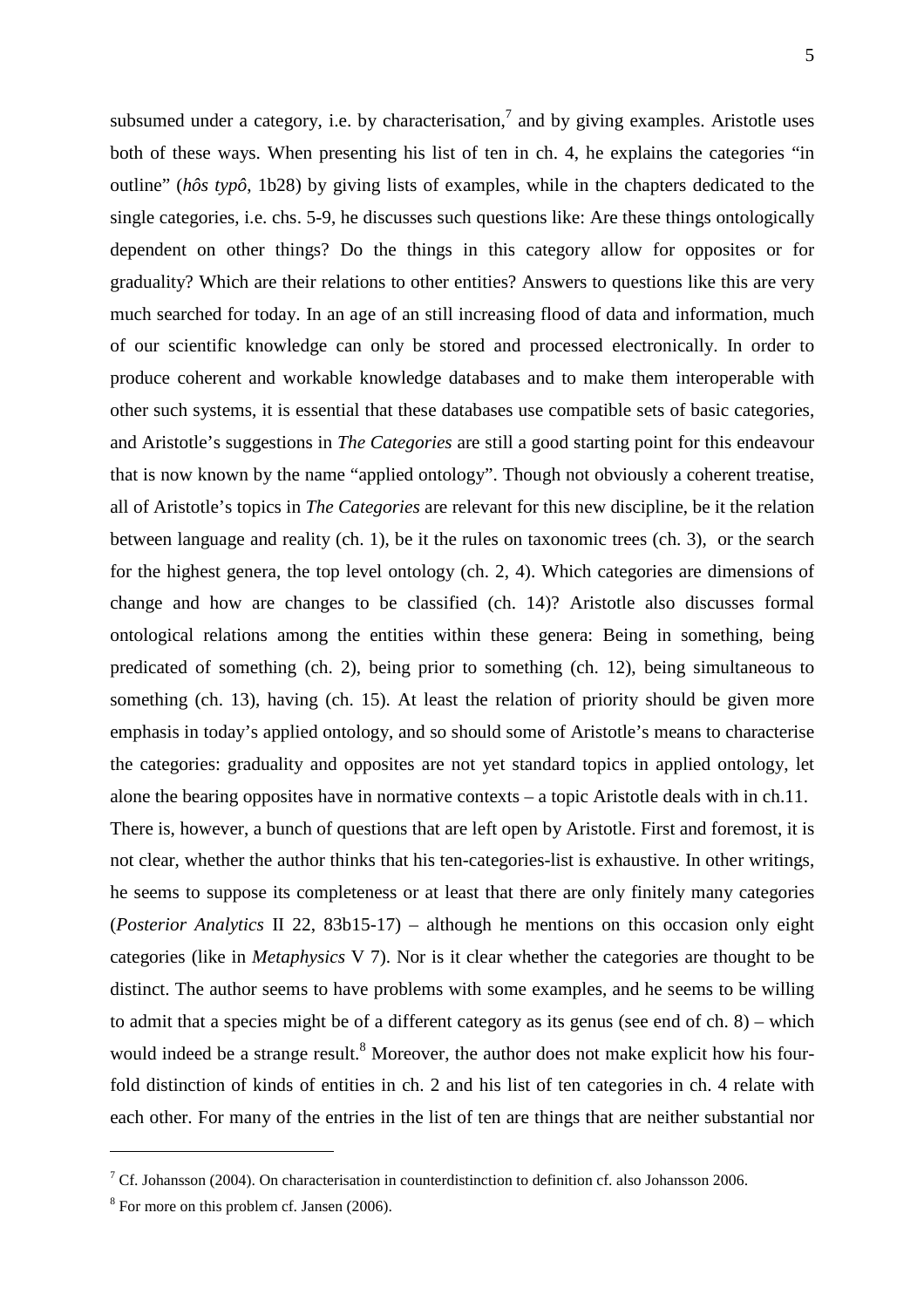subsumed under a category, i.e. by characterisation,[7] and by giving examples. Aristotle uses both of these ways. When presenting his list of ten in ch. 4, he explains the categories "in outline" (*hôs typô*, 1b28) by giving lists of examples, while in the chapters dedicated to the single categories, i.e. chs. 5-9, he discusses such questions like: Are these things ontologically dependent on other things? Do the things in this category allow for opposites or for graduality? Which are their relations to other entities? Answers to questions like this are very much searched for today. In an age of an still increasing flood of data and information, much of our scientific knowledge can only be stored and processed electronically. In order to produce coherent and workable knowledge databases and to make them interoperable with other such systems, it is essential that these databases use compatible sets of basic categories, and Aristotle's suggestions in *The Categories* are still a good starting point for this endeavour that is now known by the name "applied ontology". Though not obviously a coherent treatise, all of Aristotle's topics in *The Categories* are relevant for this new discipline, be it the relation between language and reality (ch. 1), be it the rules on taxonomic trees (ch. 3), or the search for the highest genera, the top level ontology (ch. 2, 4). Which categories are dimensions of change and how are changes to be classified (ch. 14)? Aristotle also discusses formal ontological relations among the entities within these genera: Being in something, being predicated of something (ch. 2), being prior to something (ch. 12), being simultaneous to something (ch. 13), having (ch. 15). At least the relation of priority should be given more emphasis in today's applied ontology, and so should some of Aristotle's means to characterise the categories: graduality and opposites are not yet standard topics in applied ontology, let alone the bearing opposites have in normative contexts – a topic Aristotle deals with in ch.11.

There is, however, a bunch of questions that are left open by Aristotle. First and foremost, it is not clear, whether the author thinks that his ten-categories-list is exhaustive. In other writings, he seems to suppose its completeness or at least that there are only finitely many categories (*Posterior Analytics* II 22, 83b15-17) – although he mentions on this occasion only eight categories (like in *Metaphysics* V 7). Nor is it clear whether the categories are thought to be distinct. The author seems to have problems with some examples, and he seems to be willing to admit that a species might be of a different category as its genus (see end of ch. 8) – which would indeed be a strange result.[8] Moreover, the author does not make explicit how his four-fold distinction of kinds of entities in ch. 2 and his list of ten categories in ch. 4 relate with each other. For many of the entries in the list of ten are things that are neither substantial nor

---

[7] Cf. Johansson (2004). On characterisation in counterdistinction to definition cf. also Johansson 2006.

[8] For more on this problem cf. Jansen (2006).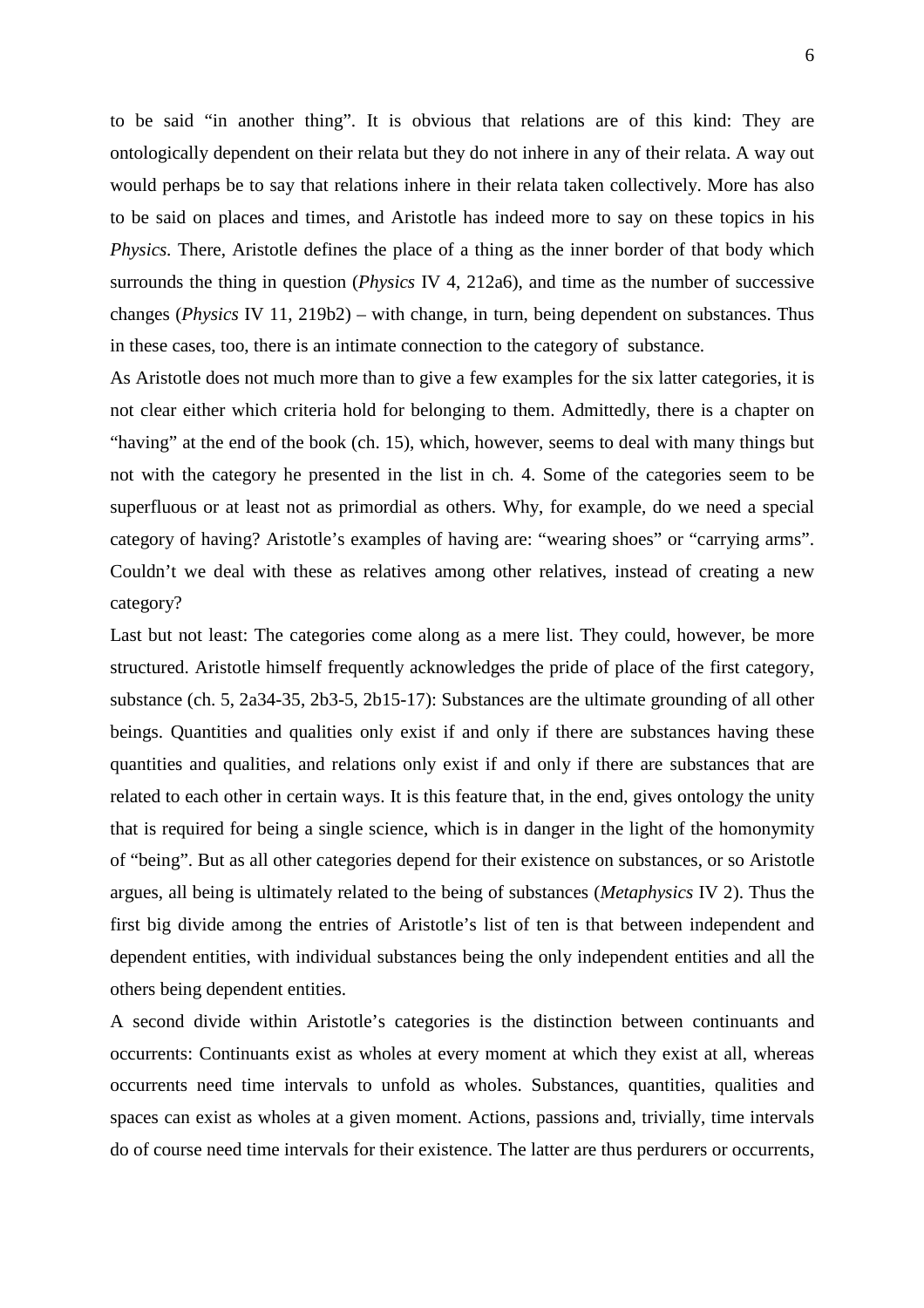to be said "in another thing". It is obvious that relations are of this kind: They are ontologically dependent on their relata but they do not inhere in any of their relata. A way out would perhaps be to say that relations inhere in their relata taken collectively. More has also to be said on places and times, and Aristotle has indeed more to say on these topics in his *Physics*. There, Aristotle defines the place of a thing as the inner border of that body which surrounds the thing in question (*Physics* IV 4, 212a6), and time as the number of successive changes (*Physics* IV 11, 219b2) – with change, in turn, being dependent on substances. Thus in these cases, too, there is an intimate connection to the category of substance.

As Aristotle does not much more than to give a few examples for the six latter categories, it is not clear either which criteria hold for belonging to them. Admittedly, there is a chapter on "having" at the end of the book (ch. 15), which, however, seems to deal with many things but not with the category he presented in the list in ch. 4. Some of the categories seem to be superfluous or at least not as primordial as others. Why, for example, do we need a special category of having? Aristotle's examples of having are: "wearing shoes" or "carrying arms". Couldn't we deal with these as relatives among other relatives, instead of creating a new category?

Last but not least: The categories come along as a mere list. They could, however, be more structured. Aristotle himself frequently acknowledges the pride of place of the first category, substance (ch. 5, 2a34-35, 2b3-5, 2b15-17): Substances are the ultimate grounding of all other beings. Quantities and qualities only exist if and only if there are substances having these quantities and qualities, and relations only exist if and only if there are substances that are related to each other in certain ways. It is this feature that, in the end, gives ontology the unity that is required for being a single science, which is in danger in the light of the homonymity of "being". But as all other categories depend for their existence on substances, or so Aristotle argues, all being is ultimately related to the being of substances (*Metaphysics* IV 2). Thus the first big divide among the entries of Aristotle's list of ten is that between independent and dependent entities, with individual substances being the only independent entities and all the others being dependent entities.

A second divide within Aristotle's categories is the distinction between continuants and occurrents: Continuants exist as wholes at every moment at which they exist at all, whereas occurrents need time intervals to unfold as wholes. Substances, quantities, qualities and spaces can exist as wholes at a given moment. Actions, passions and, trivially, time intervals do of course need time intervals for their existence. The latter are thus perdurers or occurrents,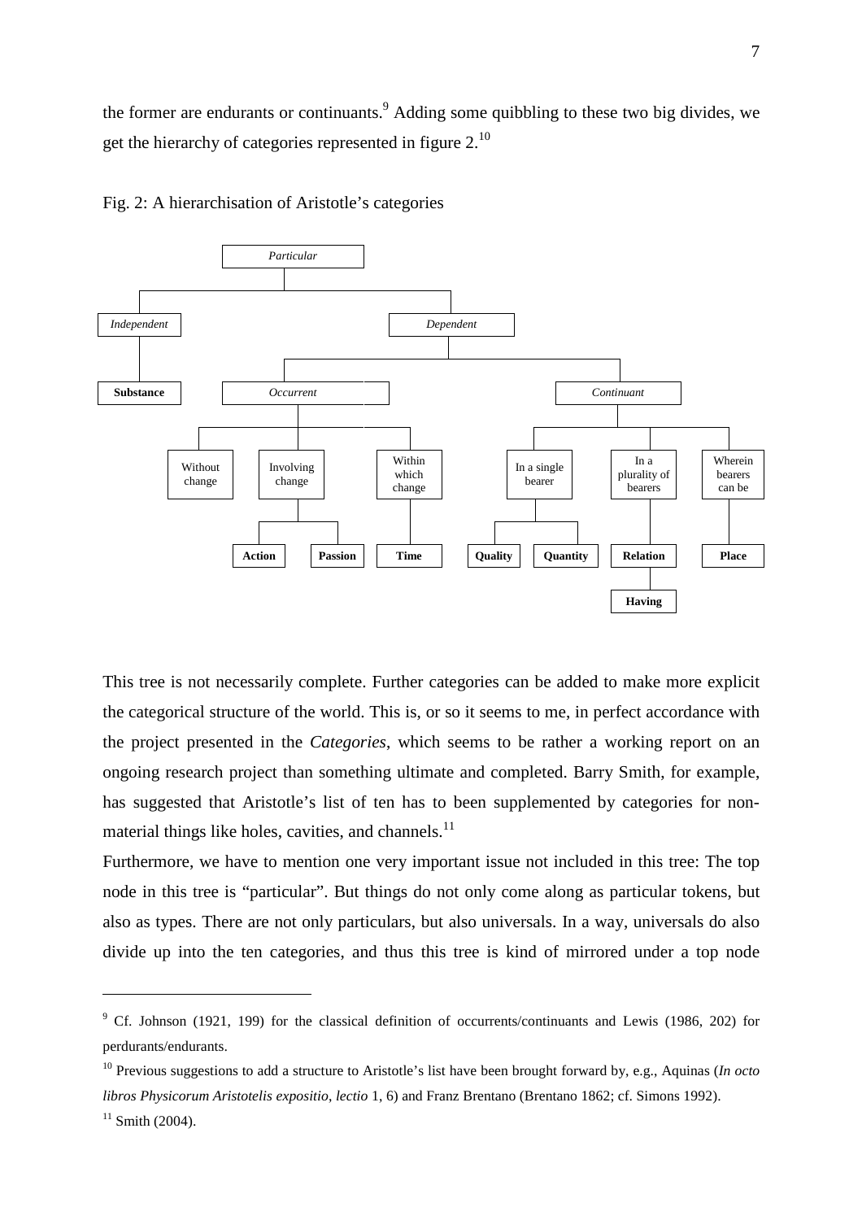the former are endurants or continuants.[9] Adding some quibbling to these two big divides, we get the hierarchy of categories represented in figure 2.[10]

Fig. 2: A hierarchisation of Aristotle's categories

- *Particular*
  - *Independent*
    - **Substance**
  - *Dependent*
    - *Occurrent*
      - Without change
      - Involving change
        - **Action**
        - **Passion**
      - Within which change
        - **Time**
    - *Continuant*
      - In a single bearer
        - **Quality**
        - **Quantity**
      - In a plurality of bearers
        - **Relation**
          - **Having**
      - Wherein bearers can be
        - **Place**

This tree is not necessarily complete. Further categories can be added to make more explicit the categorical structure of the world. This is, or so it seems to me, in perfect accordance with the project presented in the *Categories*, which seems to be rather a working report on an ongoing research project than something ultimate and completed. Barry Smith, for example, has suggested that Aristotle's list of ten has to been supplemented by categories for non-material things like holes, cavities, and channels.[11]

Furthermore, we have to mention one very important issue not included in this tree: The top node in this tree is "particular". But things do not only come along as particular tokens, but also as types. There are not only particulars, but also universals. In a way, universals do also divide up into the ten categories, and thus this tree is kind of mirrored under a top node

---

[9] Cf. Johnson (1921, 199) for the classical definition of occurrents/continuants and Lewis (1986, 202) for perdurants/endurants.

[10] Previous suggestions to add a structure to Aristotle's list have been brought forward by, e.g., Aquinas (*In octo libros Physicorum Aristotelis expositio*, *lectio* 1, 6) and Franz Brentano (Brentano 1862; cf. Simons 1992).

[11] Smith (2004).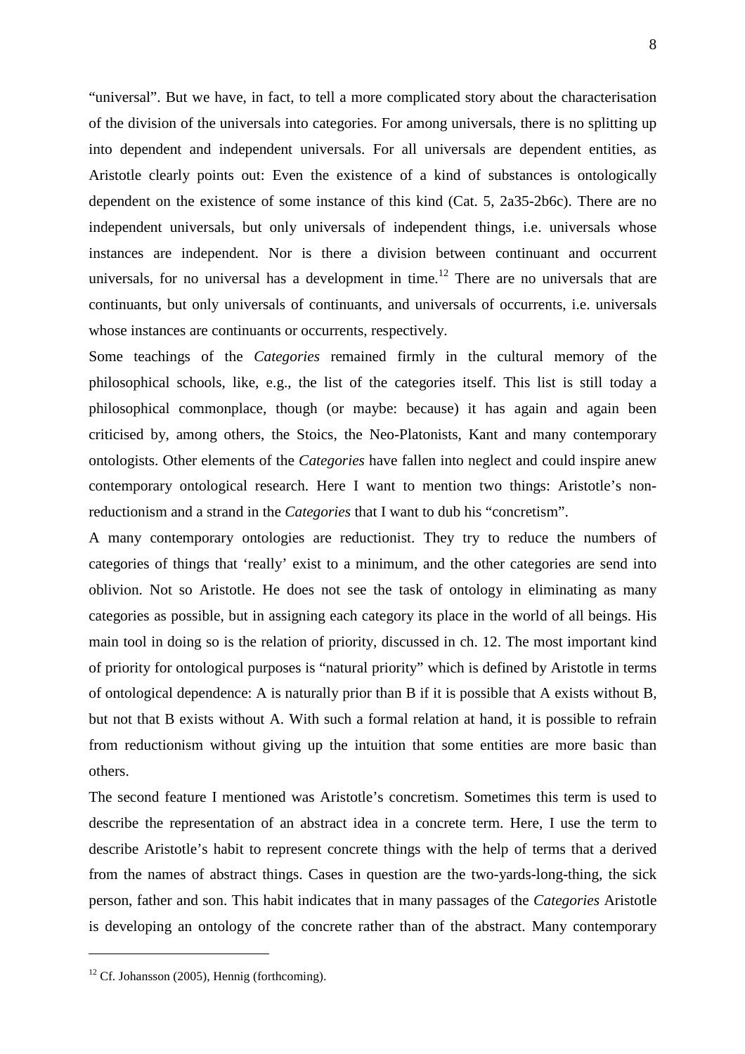"universal". But we have, in fact, to tell a more complicated story about the characterisation of the division of the universals into categories. For among universals, there is no splitting up into dependent and independent universals. For all universals are dependent entities, as Aristotle clearly points out: Even the existence of a kind of substances is ontologically dependent on the existence of some instance of this kind (Cat. 5, 2a35-2b6c). There are no independent universals, but only universals of independent things, i.e. universals whose instances are independent. Nor is there a division between continuant and occurrent universals, for no universal has a development in time.[12] There are no universals that are continuants, but only universals of continuants, and universals of occurrents, i.e. universals whose instances are continuants or occurrents, respectively.

Some teachings of the *Categories* remained firmly in the cultural memory of the philosophical schools, like, e.g., the list of the categories itself. This list is still today a philosophical commonplace, though (or maybe: because) it has again and again been criticised by, among others, the Stoics, the Neo-Platonists, Kant and many contemporary ontologists. Other elements of the *Categories* have fallen into neglect and could inspire anew contemporary ontological research. Here I want to mention two things: Aristotle's non-reductionism and a strand in the *Categories* that I want to dub his "concretism".

A many contemporary ontologies are reductionist. They try to reduce the numbers of categories of things that 'really' exist to a minimum, and the other categories are send into oblivion. Not so Aristotle. He does not see the task of ontology in eliminating as many categories as possible, but in assigning each category its place in the world of all beings. His main tool in doing so is the relation of priority, discussed in ch. 12. The most important kind of priority for ontological purposes is "natural priority" which is defined by Aristotle in terms of ontological dependence: A is naturally prior than B if it is possible that A exists without B, but not that B exists without A. With such a formal relation at hand, it is possible to refrain from reductionism without giving up the intuition that some entities are more basic than others.

The second feature I mentioned was Aristotle's concretism. Sometimes this term is used to describe the representation of an abstract idea in a concrete term. Here, I use the term to describe Aristotle's habit to represent concrete things with the help of terms that a derived from the names of abstract things. Cases in question are the two-yards-long-thing, the sick person, father and son. This habit indicates that in many passages of the *Categories* Aristotle is developing an ontology of the concrete rather than of the abstract. Many contemporary

---

[12] Cf. Johansson (2005), Hennig (forthcoming).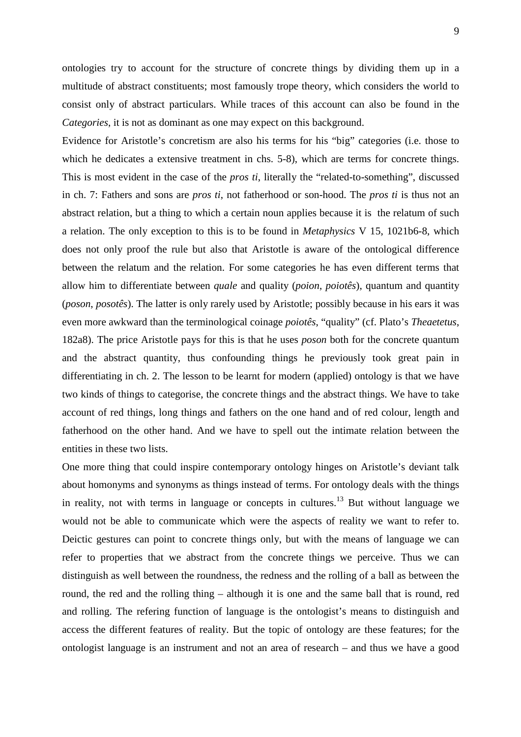ontologies try to account for the structure of concrete things by dividing them up in a multitude of abstract constituents; most famously trope theory, which considers the world to consist only of abstract particulars. While traces of this account can also be found in the *Categories*, it is not as dominant as one may expect on this background.

Evidence for Aristotle's concretism are also his terms for his "big" categories (i.e. those to which he dedicates a extensive treatment in chs. 5-8), which are terms for concrete things. This is most evident in the case of the *pros ti*, literally the "related-to-something", discussed in ch. 7: Fathers and sons are *pros ti*, not fatherhood or son-hood. The *pros ti* is thus not an abstract relation, but a thing to which a certain noun applies because it is the relatum of such a relation. The only exception to this is to be found in *Metaphysics* V 15, 1021b6-8, which does not only proof the rule but also that Aristotle is aware of the ontological difference between the relatum and the relation. For some categories he has even different terms that allow him to differentiate between *quale* and quality (*poion, poiotês*), quantum and quantity (*poson*, *posotês*). The latter is only rarely used by Aristotle; possibly because in his ears it was even more awkward than the terminological coinage *poiotês*, "quality" (cf. Plato's *Theaetetus*, 182a8). The price Aristotle pays for this is that he uses *poson* both for the concrete quantum and the abstract quantity, thus confounding things he previously took great pain in differentiating in ch. 2. The lesson to be learnt for modern (applied) ontology is that we have two kinds of things to categorise, the concrete things and the abstract things. We have to take account of red things, long things and fathers on the one hand and of red colour, length and fatherhood on the other hand. And we have to spell out the intimate relation between the entities in these two lists.

One more thing that could inspire contemporary ontology hinges on Aristotle's deviant talk about homonyms and synonyms as things instead of terms. For ontology deals with the things in reality, not with terms in language or concepts in cultures.[13] But without language we would not be able to communicate which were the aspects of reality we want to refer to. Deictic gestures can point to concrete things only, but with the means of language we can refer to properties that we abstract from the concrete things we perceive. Thus we can distinguish as well between the roundness, the redness and the rolling of a ball as between the round, the red and the rolling thing – although it is one and the same ball that is round, red and rolling. The refering function of language is the ontologist's means to distinguish and access the different features of reality. But the topic of ontology are these features; for the ontologist language is an instrument and not an area of research – and thus we have a good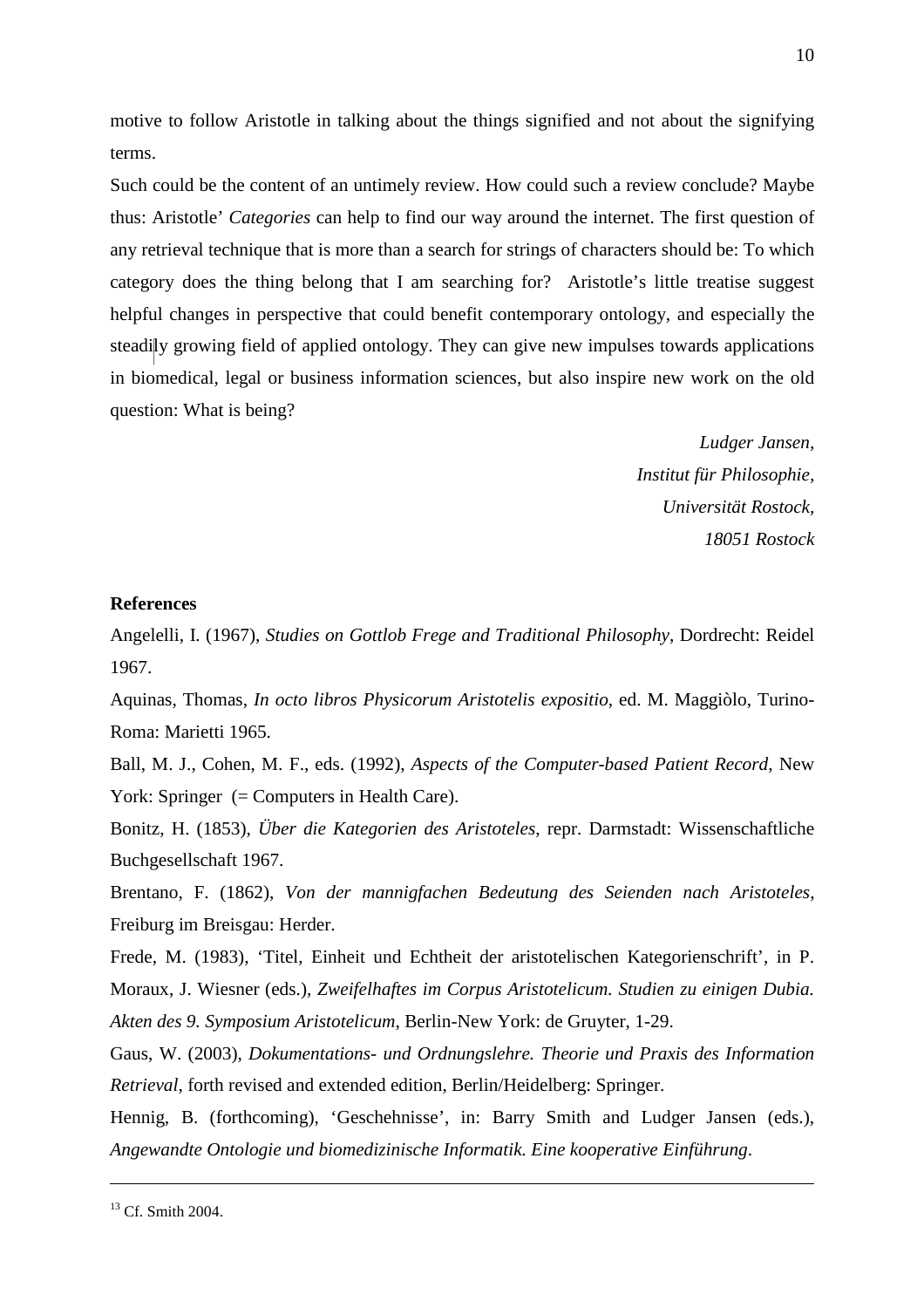motive to follow Aristotle in talking about the things signified and not about the signifying terms.

Such could be the content of an untimely review. How could such a review conclude? Maybe thus: Aristotle' *Categories* can help to find our way around the internet. The first question of any retrieval technique that is more than a search for strings of characters should be: To which category does the thing belong that I am searching for? Aristotle's little treatise suggest helpful changes in perspective that could benefit contemporary ontology, and especially the steadily growing field of applied ontology. They can give new impulses towards applications in biomedical, legal or business information sciences, but also inspire new work on the old question: What is being?

*Ludger Jansen,*
*Institut für Philosophie,*
*Universität Rostock,*
*18051 Rostock*

**References**

Angelelli, I. (1967), *Studies on Gottlob Frege and Traditional Philosophy*, Dordrecht: Reidel 1967.

Aquinas, Thomas, *In octo libros Physicorum Aristotelis expositio*, ed. M. Maggiòlo, Turino-Roma: Marietti 1965.

Ball, M. J., Cohen, M. F., eds. (1992), *Aspects of the Computer-based Patient Record*, New York: Springer (= Computers in Health Care).

Bonitz, H. (1853), *Über die Kategorien des Aristoteles*, repr. Darmstadt: Wissenschaftliche Buchgesellschaft 1967.

Brentano, F. (1862), *Von der mannigfachen Bedeutung des Seienden nach Aristoteles*, Freiburg im Breisgau: Herder.

Frede, M. (1983), 'Titel, Einheit und Echtheit der aristotelischen Kategorienschrift', in P. Moraux, J. Wiesner (eds.), *Zweifelhaftes im Corpus Aristotelicum. Studien zu einigen Dubia. Akten des 9. Symposium Aristotelicum*, Berlin-New York: de Gruyter, 1-29.

Gaus, W. (2003), *Dokumentations- und Ordnungslehre. Theorie und Praxis des Information Retrieval*, forth revised and extended edition, Berlin/Heidelberg: Springer.

Hennig, B. (forthcoming), 'Geschehnisse', in: Barry Smith and Ludger Jansen (eds.), *Angewandte Ontologie und biomedizinische Informatik. Eine kooperative Einführung*.

---

[13] Cf. Smith 2004.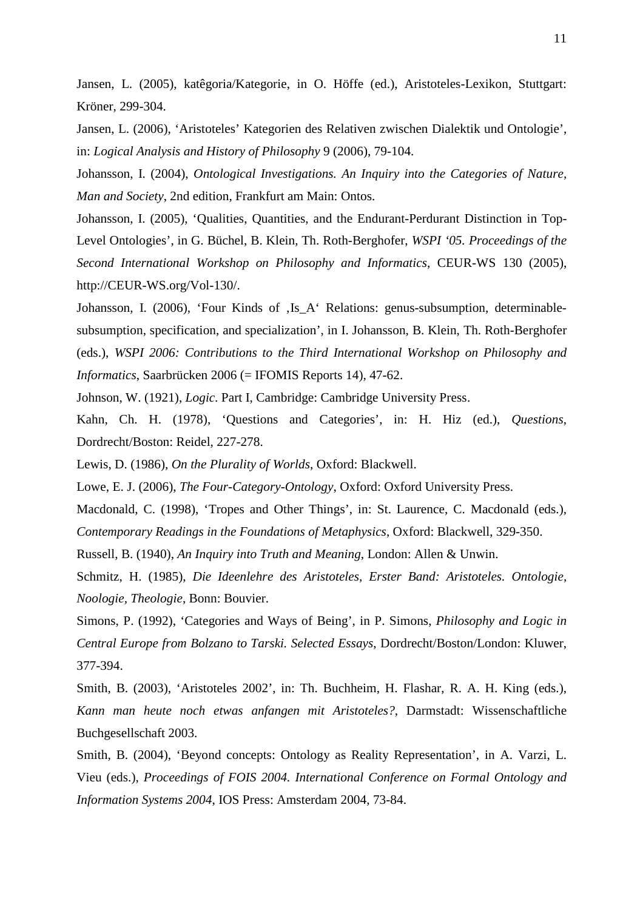Jansen, L. (2005), katêgoria/Kategorie, in O. Höffe (ed.), Aristoteles-Lexikon, Stuttgart: Kröner, 299-304.

Jansen, L. (2006), 'Aristoteles' Kategorien des Relativen zwischen Dialektik und Ontologie', in: *Logical Analysis and History of Philosophy* 9 (2006), 79-104.

Johansson, I. (2004), *Ontological Investigations. An Inquiry into the Categories of Nature, Man and Society*, 2nd edition, Frankfurt am Main: Ontos.

Johansson, I. (2005), 'Qualities, Quantities, and the Endurant-Perdurant Distinction in Top-Level Ontologies', in G. Büchel, B. Klein, Th. Roth-Berghofer, *WSPI '05. Proceedings of the Second International Workshop on Philosophy and Informatics*, CEUR-WS 130 (2005), http://CEUR-WS.org/Vol-130/.

Johansson, I. (2006), 'Four Kinds of ‚Is_A' Relations: genus-subsumption, determinable-subsumption, specification, and specialization', in I. Johansson, B. Klein, Th. Roth-Berghofer (eds.), *WSPI 2006: Contributions to the Third International Workshop on Philosophy and Informatics*, Saarbrücken 2006 (= IFOMIS Reports 14), 47-62.

Johnson, W. (1921), *Logic.* Part I, Cambridge: Cambridge University Press.

Kahn, Ch. H. (1978), 'Questions and Categories', in: H. Hiz (ed.), *Questions*, Dordrecht/Boston: Reidel, 227-278.

Lewis, D. (1986), *On the Plurality of Worlds*, Oxford: Blackwell.

Lowe, E. J. (2006), *The Four-Category-Ontology*, Oxford: Oxford University Press.

Macdonald, C. (1998), 'Tropes and Other Things', in: St. Laurence, C. Macdonald (eds.), *Contemporary Readings in the Foundations of Metaphysics*, Oxford: Blackwell, 329-350.

Russell, B. (1940), *An Inquiry into Truth and Meaning*, London: Allen & Unwin.

Schmitz, H. (1985), *Die Ideenlehre des Aristoteles, Erster Band: Aristoteles. Ontologie, Noologie, Theologie*, Bonn: Bouvier.

Simons, P. (1992), 'Categories and Ways of Being', in P. Simons, *Philosophy and Logic in Central Europe from Bolzano to Tarski. Selected Essays*, Dordrecht/Boston/London: Kluwer, 377-394.

Smith, B. (2003), 'Aristoteles 2002', in: Th. Buchheim, H. Flashar, R. A. H. King (eds.), *Kann man heute noch etwas anfangen mit Aristoteles?*, Darmstadt: Wissenschaftliche Buchgesellschaft 2003.

Smith, B. (2004), 'Beyond concepts: Ontology as Reality Representation', in A. Varzi, L. Vieu (eds.), *Proceedings of FOIS 2004. International Conference on Formal Ontology and Information Systems 2004*, IOS Press: Amsterdam 2004, 73-84.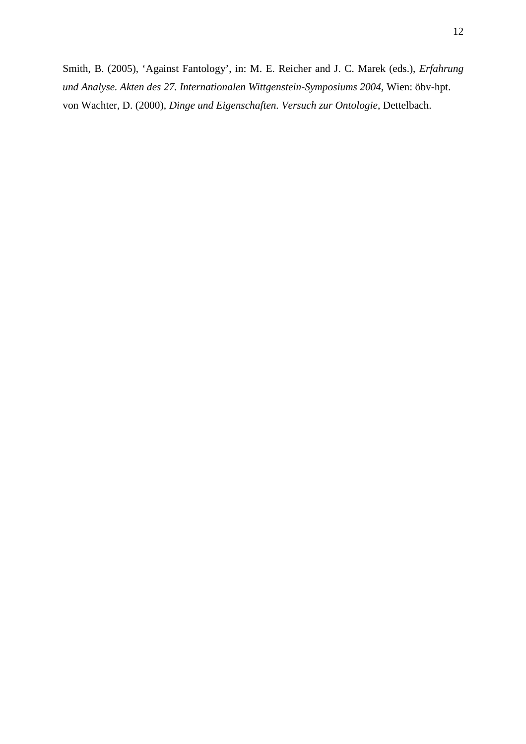Smith, B. (2005), 'Against Fantology', in: M. E. Reicher and J. C. Marek (eds.), *Erfahrung und Analyse. Akten des 27. Internationalen Wittgenstein-Symposiums 2004*, Wien: öbv-hpt.

von Wachter, D. (2000), *Dinge und Eigenschaften. Versuch zur Ontologie*, Dettelbach.